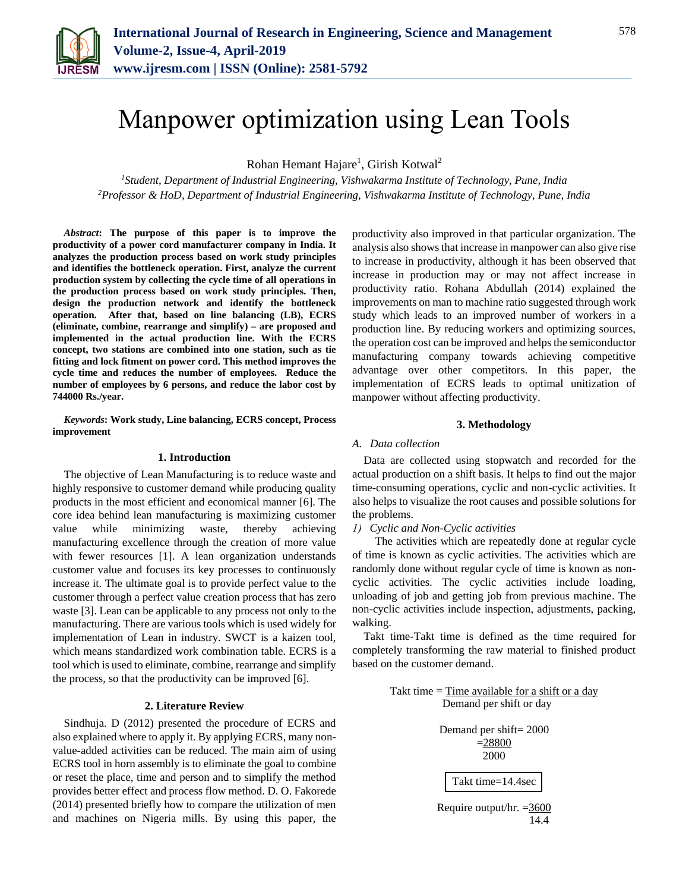# Manpower optimization using Lean Tools

Rohan Hemant Hajare[1], Girish Kotwal[2]

[1]*Student, Department of Industrial Engineering, Vishwakarma Institute of Technology, Pune, India*
[2]*Professor & HoD, Department of Industrial Engineering, Vishwakarma Institute of Technology, Pune, India*

***Abstract*: The purpose of this paper is to improve the productivity of a power cord manufacturer company in India. It analyzes the production process based on work study principles and identifies the bottleneck operation. First, analyze the current production system by collecting the cycle time of all operations in the production process based on work study principles. Then, design the production network and identify the bottleneck operation. After that, based on line balancing (LB), ECRS (eliminate, combine, rearrange and simplify) – are proposed and implemented in the actual production line. With the ECRS concept, two stations are combined into one station, such as tie fitting and lock fitment on power cord. This method improves the cycle time and reduces the number of employees. Reduce the number of employees by 6 persons, and reduce the labor cost by 744000 Rs./year.**

***Keywords*: Work study, Line balancing, ECRS concept, Process improvement**

## 1. Introduction

The objective of Lean Manufacturing is to reduce waste and highly responsive to customer demand while producing quality products in the most efficient and economical manner [6]. The core idea behind lean manufacturing is maximizing customer value while minimizing waste, thereby achieving manufacturing excellence through the creation of more value with fewer resources [1]. A lean organization understands customer value and focuses its key processes to continuously increase it. The ultimate goal is to provide perfect value to the customer through a perfect value creation process that has zero waste [3]. Lean can be applicable to any process not only to the manufacturing. There are various tools which is used widely for implementation of Lean in industry. SWCT is a kaizen tool, which means standardized work combination table. ECRS is a tool which is used to eliminate, combine, rearrange and simplify the process, so that the productivity can be improved [6].

## 2. Literature Review

Sindhuja. D (2012) presented the procedure of ECRS and also explained where to apply it. By applying ECRS, many non-value-added activities can be reduced. The main aim of using ECRS tool in horn assembly is to eliminate the goal to combine or reset the place, time and person and to simplify the method provides better effect and process flow method. D. O. Fakorede (2014) presented briefly how to compare the utilization of men and machines on Nigeria mills. By using this paper, the productivity also improved in that particular organization. The analysis also shows that increase in manpower can also give rise to increase in productivity, although it has been observed that increase in production may or may not affect increase in productivity ratio. Rohana Abdullah (2014) explained the improvements on man to machine ratio suggested through work study which leads to an improved number of workers in a production line. By reducing workers and optimizing sources, the operation cost can be improved and helps the semiconductor manufacturing company towards achieving competitive advantage over other competitors. In this paper, the implementation of ECRS leads to optimal unitization of manpower without affecting productivity.

## 3. Methodology

### *A. Data collection*

Data are collected using stopwatch and recorded for the actual production on a shift basis. It helps to find out the major time-consuming operations, cyclic and non-cyclic activities. It also helps to visualize the root causes and possible solutions for the problems.

*1) Cyclic and Non-Cyclic activities*

The activities which are repeatedly done at regular cycle of time is known as cyclic activities. The activities which are randomly done without regular cycle of time is known as non-cyclic activities. The cyclic activities include loading, unloading of job and getting job from previous machine. The non-cyclic activities include inspection, adjustments, packing, walking.

Takt time-Takt time is defined as the time required for completely transforming the raw material to finished product based on the customer demand.

$$\text{Takt time} = \frac{\text{Time available for a shift or a day}}{\text{Demand per shift or day}}$$

Demand per shift= 2000

$$= \frac{28800}{2000}$$

$$\boxed{\text{Takt time} = 14.4\text{sec}}$$

$$\text{Require output/hr.} = \frac{3600}{14.4}$$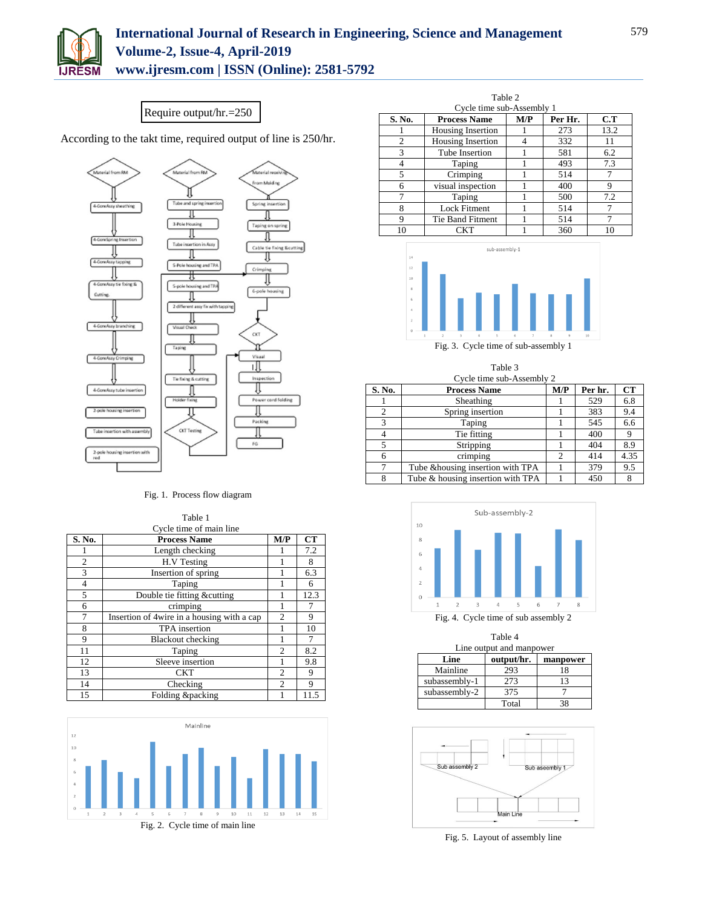Require output/hr.=250

According to the takt time, required output of line is 250/hr.

Fig. 1. Process flow diagram

Table 1
Cycle time of main line

| S. No. | Process Name | M/P | CT |
|---|---|---|---|
| 1 | Length checking | 1 | 7.2 |
| 2 | H.V Testing | 1 | 8 |
| 3 | Insertion of spring | 1 | 6.3 |
| 4 | Taping | 1 | 6 |
| 5 | Double tie fitting &cutting | 1 | 12.3 |
| 6 | crimping | 1 | 7 |
| 7 | Insertion of 4wire in a housing with a cap | 2 | 9 |
| 8 | TPA insertion | 1 | 10 |
| 9 | Blackout checking | 1 | 7 |
| 11 | Taping | 2 | 8.2 |
| 12 | Sleeve insertion | 1 | 9.8 |
| 13 | CKT | 2 | 9 |
| 14 | Checking | 2 | 9 |
| 15 | Folding &packing | 1 | 11.5 |

Fig. 2. Cycle time of main line

Table 2
Cycle time sub-Assembly 1

| S. No. | Process Name | M/P | Per Hr. | C.T |
|---|---|---|---|---|
| 1 | Housing Insertion | 1 | 273 | 13.2 |
| 2 | Housing Insertion | 4 | 332 | 11 |
| 3 | Tube Insertion | 1 | 581 | 6.2 |
| 4 | Taping | 1 | 493 | 7.3 |
| 5 | Crimping | 1 | 514 | 7 |
| 6 | visual inspection | 1 | 400 | 9 |
| 7 | Taping | 1 | 500 | 7.2 |
| 8 | Lock Fitment | 1 | 514 | 7 |
| 9 | Tie Band Fitment | 1 | 514 | 7 |
| 10 | CKT | 1 | 360 | 10 |

Fig. 3. Cycle time of sub-assembly 1

Table 3
Cycle time sub-Assembly 2

| S. No. | Process Name | M/P | Per hr. | CT |
|---|---|---|---|---|
| 1 | Sheathing | 1 | 529 | 6.8 |
| 2 | Spring insertion | 1 | 383 | 9.4 |
| 3 | Taping | 1 | 545 | 6.6 |
| 4 | Tie fitting | 1 | 400 | 9 |
| 5 | Stripping | 1 | 404 | 8.9 |
| 6 | crimping | 2 | 414 | 4.35 |
| 7 | Tube &housing insertion with TPA | 1 | 379 | 9.5 |
| 8 | Tube & housing insertion with TPA | 1 | 450 | 8 |

Fig. 4. Cycle time of sub assembly 2

Table 4
Line output and manpower

| Line | output/hr. | manpower |
|---|---|---|
| Mainline | 293 | 18 |
| subassembly-1 | 273 | 13 |
| subassembly-2 | 375 | 7 |
| | Total | 38 |

Fig. 5. Layout of assembly line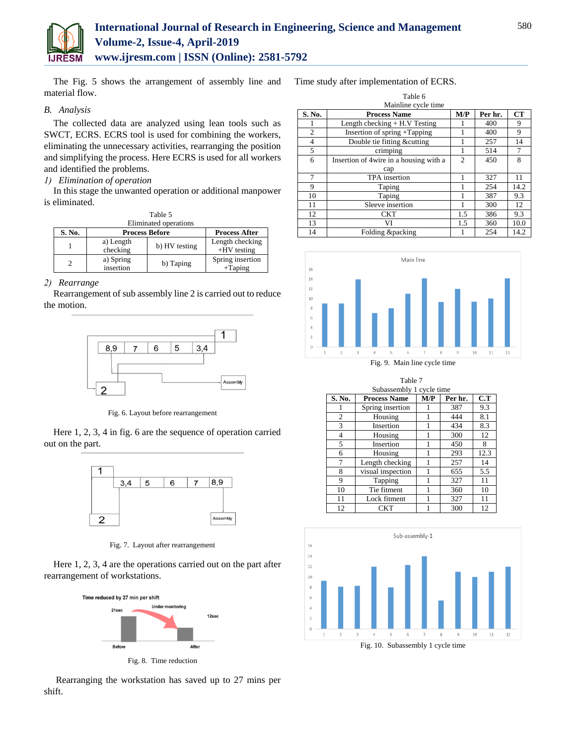The Fig. 5 shows the arrangement of assembly line and material flow.

### B. Analysis

The collected data are analyzed using lean tools such as SWCT, ECRS. ECRS tool is used for combining the workers, eliminating the unnecessary activities, rearranging the position and simplifying the process. Here ECRS is used for all workers and identified the problems.

#### 1) Elimination of operation

In this stage the unwanted operation or additional manpower is eliminated.

Table 5
Eliminated operations

| S. No. | Process Before | | Process After |
|---|---|---|---|
| 1 | a) Length checking | b) HV testing | Length checking +HV testing |
| 2 | a) Spring insertion | b) Taping | Spring insertion +Taping |

#### 2) Rearrange

Rearrangement of sub assembly line 2 is carried out to reduce the motion.

Fig. 6. Layout before rearrangement

Here 1, 2, 3, 4 in fig. 6 are the sequence of operation carried out on the part.

Fig. 7. Layout after rearrangement

Here 1, 2, 3, 4 are the operations carried out on the part after rearrangement of workstations.

Fig. 8. Time reduction

Rearranging the workstation has saved up to 27 mins per shift.

Time study after implementation of ECRS.

Table 6
Mainline cycle time

| S. No. | Process Name | M/P | Per hr. | CT |
|---|---|---|---|---|
| 1 | Length checking + H.V Testing | 1 | 400 | 9 |
| 2 | Insertion of spring +Tapping | 1 | 400 | 9 |
| 4 | Double tie fitting &cutting | 1 | 257 | 14 |
| 5 | crimping | 1 | 514 | 7 |
| 6 | Insertion of 4wire in a housing with a cap | 2 | 450 | 8 |
| 7 | TPA insertion | 1 | 327 | 11 |
| 9 | Taping | 1 | 254 | 14.2 |
| 10 | Taping | 1 | 387 | 9.3 |
| 11 | Sleeve insertion | 1 | 300 | 12 |
| 12 | CKT | 1.5 | 386 | 9.3 |
| 13 | VI | 1.5 | 360 | 10.0 |
| 14 | Folding &packing | 1 | 254 | 14.2 |

Fig. 9. Main line cycle time

Table 7
Subassembly 1 cycle time

| S. No. | Process Name | M/P | Per hr. | C.T |
|---|---|---|---|---|
| 1 | Spring insertion | 1 | 387 | 9.3 |
| 2 | Housing | 1 | 444 | 8.1 |
| 3 | Insertion | 1 | 434 | 8.3 |
| 4 | Housing | 1 | 300 | 12 |
| 5 | Insertion | 1 | 450 | 8 |
| 6 | Housing | 1 | 293 | 12.3 |
| 7 | Length checking | 1 | 257 | 14 |
| 8 | visual inspection | 1 | 655 | 5.5 |
| 9 | Tapping | 1 | 327 | 11 |
| 10 | Tie fitment | 1 | 360 | 10 |
| 11 | Lock fitment | 1 | 327 | 11 |
| 12 | CKT | 1 | 300 | 12 |

Fig. 10. Subassembly 1 cycle time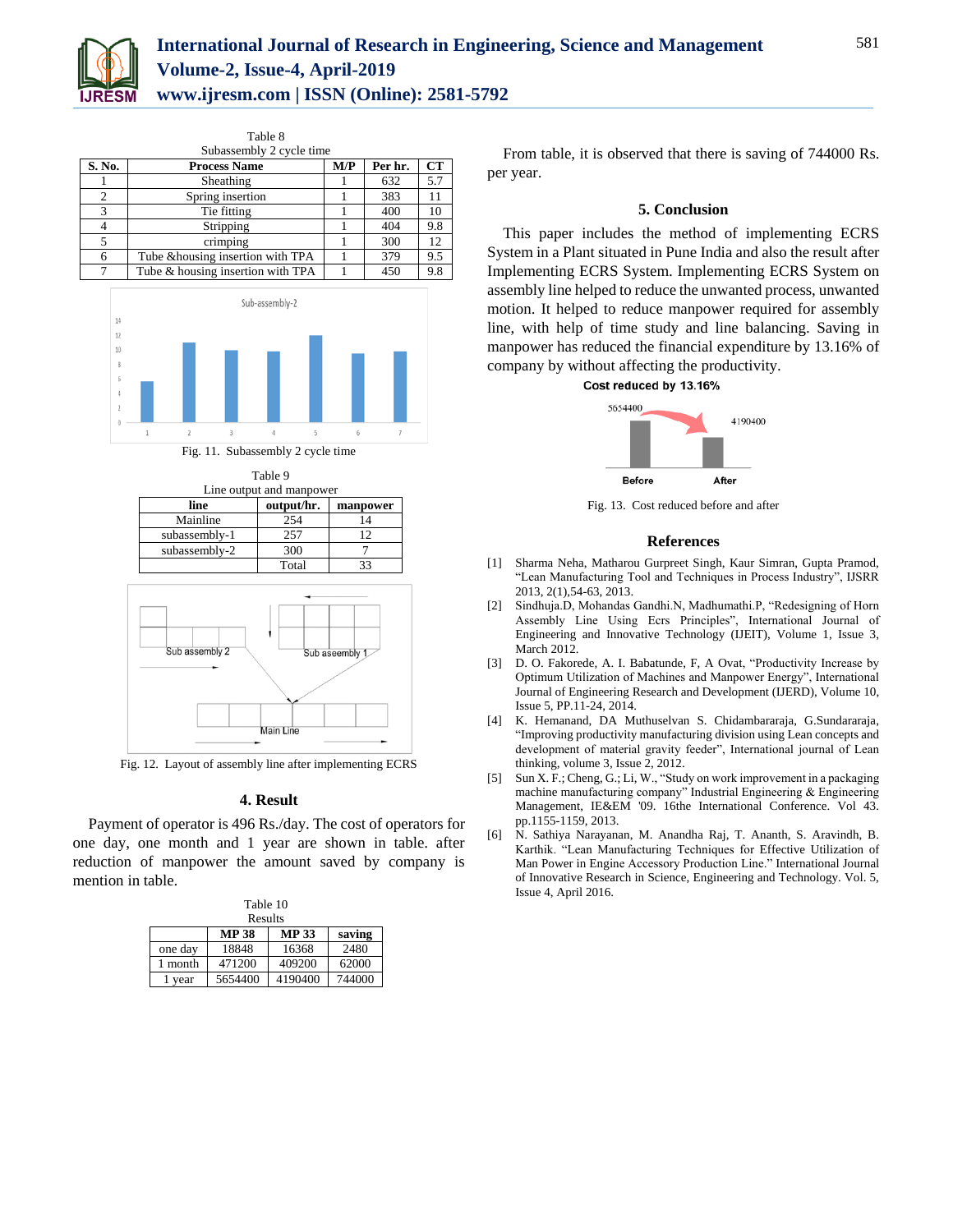Table 8
Subassembly 2 cycle time

| S. No. | Process Name | M/P | Per hr. | CT |
|---|---|---|---|---|
| 1 | Sheathing | 1 | 632 | 5.7 |
| 2 | Spring insertion | 1 | 383 | 11 |
| 3 | Tie fitting | 1 | 400 | 10 |
| 4 | Stripping | 1 | 404 | 9.8 |
| 5 | crimping | 1 | 300 | 12 |
| 6 | Tube &housing insertion with TPA | 1 | 379 | 9.5 |
| 7 | Tube & housing insertion with TPA | 1 | 450 | 9.8 |

Sub-assembly-2

14
12
10
8
6
4
2
0

1 2 3 4 5 6 7

Fig. 11. Subassembly 2 cycle time

Table 9
Line output and manpower

| line | output/hr. | manpower |
|---|---|---|
| Mainline | 254 | 14 |
| subassembly-1 | 257 | 12 |
| subassembly-2 | 300 | 7 |
| | Total | 33 |

Sub assembly 2
Sub assembly 1
Main Line

Fig. 12. Layout of assembly line after implementing ECRS

## 4. Result

Payment of operator is 496 Rs./day. The cost of operators for one day, one month and 1 year are shown in table. after reduction of manpower the amount saved by company is mention in table.

Table 10
Results

| | MP 38 | MP 33 | saving |
|---|---|---|---|
| one day | 18848 | 16368 | 2480 |
| 1 month | 471200 | 409200 | 62000 |
| 1 year | 5654400 | 4190400 | 744000 |

From table, it is observed that there is saving of 744000 Rs. per year.

## 5. Conclusion

This paper includes the method of implementing ECRS System in a Plant situated in Pune India and also the result after Implementing ECRS System. Implementing ECRS System on assembly line helped to reduce the unwanted process, unwanted motion. It helped to reduce manpower required for assembly line, with help of time study and line balancing. Saving in manpower has reduced the financial expenditure by 13.16% of company by without affecting the productivity.

Cost reduced by 13.16%

5654400
4190400

Before
After

Fig. 13. Cost reduced before and after

## References

[1] Sharma Neha, Matharou Gurpreet Singh, Kaur Simran, Gupta Pramod, "Lean Manufacturing Tool and Techniques in Process Industry", IJSRR 2013, 2(1),54-63, 2013.

[2] Sindhuja.D, Mohandas Gandhi.N, Madhumathi.P, "Redesigning of Horn Assembly Line Using Ecrs Principles", International Journal of Engineering and Innovative Technology (IJEIT), Volume 1, Issue 3, March 2012.

[3] D. O. Fakorede, A. I. Babatunde, F, A Ovat, "Productivity Increase by Optimum Utilization of Machines and Manpower Energy", International Journal of Engineering Research and Development (IJERD), Volume 10, Issue 5, PP.11-24, 2014.

[4] K. Hemanand, DA Muthuselvan S. Chidambararaja, G.Sundararaja, "Improving productivity manufacturing division using Lean concepts and development of material gravity feeder", International journal of Lean thinking, volume 3, Issue 2, 2012.

[5] Sun X. F.; Cheng, G.; Li, W., "Study on work improvement in a packaging machine manufacturing company" Industrial Engineering & Engineering Management, IE&EM '09. 16the International Conference. Vol 43. pp.1155-1159, 2013.

[6] N. Sathiya Narayanan, M. Anandha Raj, T. Ananth, S. Aravindh, B. Karthik. "Lean Manufacturing Techniques for Effective Utilization of Man Power in Engine Accessory Production Line." International Journal of Innovative Research in Science, Engineering and Technology. Vol. 5, Issue 4, April 2016.